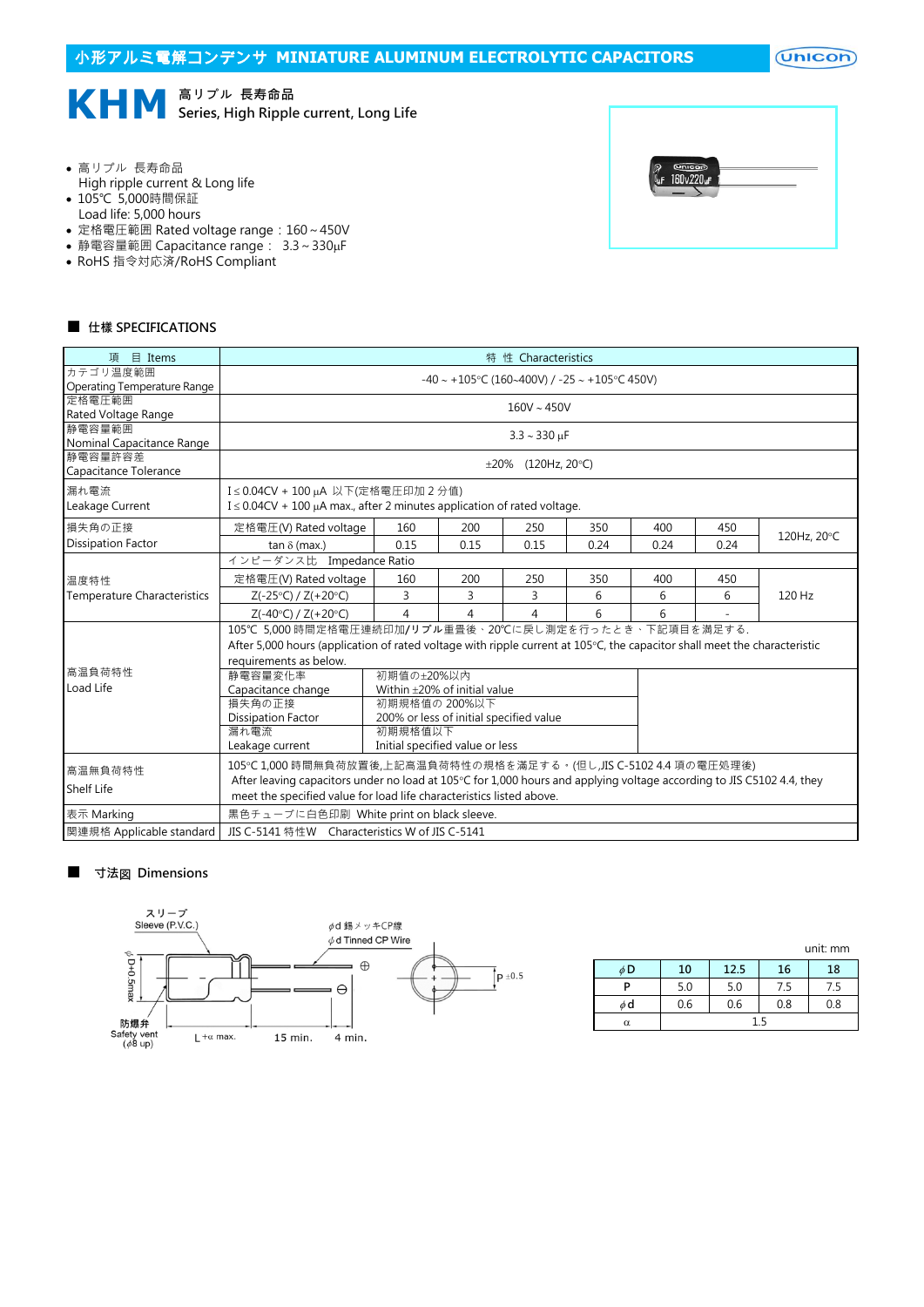# 小形アルミ電解コンデンサ MINIATURE ALUMINUM ELECTROLYTIC CAPACITORS

## KHM 高リプル 長寿命品 Series, High Ripple current, Long Life

- 高リプル 長寿命品 High ripple current & Long life
- 105℃ 5,000時間保証 Load life: 5,000 hours
- 定格電圧範囲 Rated voltage range：160～450V
- 静電容量範囲 Capacitance range： 3.3～330μF
- RoHS 指令対応済/RoHS Compliant

### ■ 仕様 SPECIFICATIONS

| 項 目 Items | 特 性 Characteristics | | | | | | | |
|---|---|---|---|---|---|---|---|---|
| カテゴリ温度範囲 Operating Temperature Range | -40～+105°C (160~400V) / -25～+105°C 450V) | | | | | | | |
| 定格電圧範囲 Rated Voltage Range | 160V～450V | | | | | | | |
| 静電容量範囲 Nominal Capacitance Range | 3.3～330 μF | | | | | | | |
| 静電容量許容差 Capacitance Tolerance | ±20% (120Hz, 20°C) | | | | | | | |
| 漏れ電流 Leakage Current | I≦0.04CV + 100 μA 以下(定格電圧印加 2 分値)<br>I≦0.04CV + 100 μA max., after 2 minutes application of rated voltage. | | | | | | | |
| 損失角の正接 Dissipation Factor | 定格電圧(V) Rated voltage | 160 | 200 | 250 | 350 | 400 | 450 | 120Hz, 20°C |
| | tan δ (max.) | 0.15 | 0.15 | 0.15 | 0.24 | 0.24 | 0.24 | |
| 温度特性 Temperature Characteristics | インピーダンス比 Impedance Ratio | | | | | | | |
| | 定格電圧(V) Rated voltage | 160 | 200 | 250 | 350 | 400 | 450 | 120 Hz |
| | Z(-25°C) / Z(+20°C) | 3 | 3 | 3 | 6 | 6 | 6 | |
| | Z(-40°C) / Z(+20°C) | 4 | 4 | 4 | 6 | 6 | - | |
| 高温負荷特性 Load Life | 105°C 5,000 時間定格電圧連続印加/リプル重畳後、20℃に戻し測定を行ったとき、下記項目を満足する.<br>After 5,000 hours (application of rated voltage with ripple current at 105°C, the capacitor shall meet the characteristic requirements as below. | | | | | | | |
| | 静電容量変化率 Capacitance change | 初期値の±20%以内 Within ±20% of initial value | | | | | | |
| | 損失角の正接 Dissipation Factor | 初期規格値の 200%以下 200% or less of initial specified value | | | | | | |
| | 漏れ電流 Leakage current | 初期規格値以下 Initial specified value or less | | | | | | |
| 高温無負荷特性 Shelf Life | 105°C 1,000 時間無負荷放置後,上記高温負荷特性の規格を満足する。(但し,JIS C-5102 4.4 項の電圧処理後)<br>After leaving capacitors under no load at 105°C for 1,000 hours and applying voltage according to JIS C5102 4.4, they meet the specified value for load life characteristics listed above. | | | | | | | |
| 表示 Marking | 黒色チューブに白色印刷 White print on black sleeve. | | | | | | | |
| 関連規格 Applicable standard | JIS C-5141 特性W Characteristics W of JIS C-5141 | | | | | | | |

### ■ 寸法図 Dimensions

スリーブ Sleeve (P.V.C.)
ϕd 錫メッキCP線 ϕd Tinned CP Wire
ϕD+0.5max
防爆弁 Safety vent (ϕ8 up)
L+α max. 15 min. 4 min.
P ±0.5

unit: mm

| ϕD | 10 | 12.5 | 16 | 18 |
|---|---|---|---|---|
| P | 5.0 | 5.0 | 7.5 | 7.5 |
| ϕd | 0.6 | 0.6 | 0.8 | 0.8 |
| α | 1.5 | | | |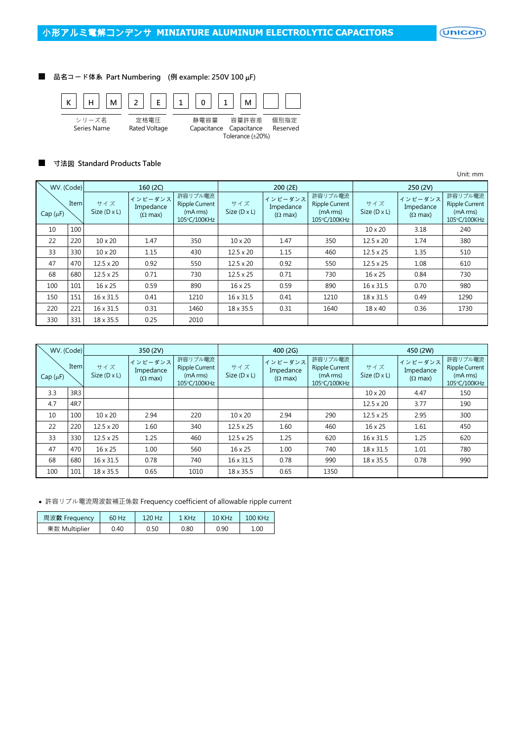# 小形アルミ電解コンデンサ MINIATURE ALUMINUM ELECTROLYTIC CAPACITORS

Unicon

## ■ 品名コード体系 Part Numbering (例 example: 250V 100 μF)

| K | H | M | 2 | E | 1 | 0 | 1 | M | | |
|---|---|---|---|---|---|---|---|---|---|---|
| シリーズ名 Series Name | | | 定格電圧 Rated Voltage | | 静電容量 Capacitance | | | 容量許容差 Capacitance Tolerance (±20%) | 個別指定 Reserved | |

## ■ 寸法図 Standard Products Table

Unit: mm

| WV. (Code) / Cap (μF) | Item | 160 (2C) サイズ Size (D x L) | 160 (2C) インピーダンス Impedance (Ω max) | 160 (2C) 許容リプル電流 Ripple Current (mA rms) 105°C/100KHz | 200 (2E) サイズ Size (D x L) | 200 (2E) インピーダンス Impedance (Ω max) | 200 (2E) 許容リプル電流 Ripple Current (mA rms) 105°C/100KHz | 250 (2V) サイズ Size (D x L) | 250 (2V) インピーダンス Impedance (Ω max) | 250 (2V) 許容リプル電流 Ripple Current (mA rms) 105°C/100KHz |
|---|---|---|---|---|---|---|---|---|---|---|
| 10 | 100 | | | | | | | 10 x 20 | 3.18 | 240 |
| 22 | 220 | 10 x 20 | 1.47 | 350 | 10 x 20 | 1.47 | 350 | 12.5 x 20 | 1.74 | 380 |
| 33 | 330 | 10 x 20 | 1.15 | 430 | 12.5 x 20 | 1.15 | 460 | 12.5 x 25 | 1.35 | 510 |
| 47 | 470 | 12.5 x 20 | 0.92 | 550 | 12.5 x 20 | 0.92 | 550 | 12.5 x 25 | 1.08 | 610 |
| 68 | 680 | 12.5 x 25 | 0.71 | 730 | 12.5 x 25 | 0.71 | 730 | 16 x 25 | 0.84 | 730 |
| 100 | 101 | 16 x 25 | 0.59 | 890 | 16 x 25 | 0.59 | 890 | 16 x 31.5 | 0.70 | 980 |
| 150 | 151 | 16 x 31.5 | 0.41 | 1210 | 16 x 31.5 | 0.41 | 1210 | 18 x 31.5 | 0.49 | 1290 |
| 220 | 221 | 16 x 31.5 | 0.31 | 1460 | 18 x 35.5 | 0.31 | 1640 | 18 x 40 | 0.36 | 1730 |
| 330 | 331 | 18 x 35.5 | 0.25 | 2010 | | | | | | |

| WV. (Code) / Cap (μF) | Item | 350 (2V) サイズ Size (D x L) | 350 (2V) インピーダンス Impedance (Ω max) | 350 (2V) 許容リプル電流 Ripple Current (mA rms) 105°C/100KHz | 400 (2G) サイズ Size (D x L) | 400 (2G) インピーダンス Impedance (Ω max) | 400 (2G) 許容リプル電流 Ripple Current (mA rms) 105°C/100KHz | 450 (2W) サイズ Size (D x L) | 450 (2W) インピーダンス Impedance (Ω max) | 450 (2W) 許容リプル電流 Ripple Current (mA rms) 105°C/100KHz |
|---|---|---|---|---|---|---|---|---|---|---|
| 3.3 | 3R3 | | | | | | | 10 x 20 | 4.47 | 150 |
| 4.7 | 4R7 | | | | | | | 12.5 x 20 | 3.77 | 190 |
| 10 | 100 | 10 x 20 | 2.94 | 220 | 10 x 20 | 2.94 | 290 | 12.5 x 25 | 2.95 | 300 |
| 22 | 220 | 12.5 x 20 | 1.60 | 340 | 12.5 x 25 | 1.60 | 460 | 16 x 25 | 1.61 | 450 |
| 33 | 330 | 12.5 x 25 | 1.25 | 460 | 12.5 x 25 | 1.25 | 620 | 16 x 31.5 | 1.25 | 620 |
| 47 | 470 | 16 x 25 | 1.00 | 560 | 16 x 25 | 1.00 | 740 | 18 x 31.5 | 1.01 | 780 |
| 68 | 680 | 16 x 31.5 | 0.78 | 740 | 16 x 31.5 | 0.78 | 990 | 18 x 35.5 | 0.78 | 990 |
| 100 | 101 | 18 x 35.5 | 0.65 | 1010 | 18 x 35.5 | 0.65 | 1350 | | | |

• 許容リプル電流周波数補正係数 Frequency coefficient of allowable ripple current

| 周波数 Frequency | 60 Hz | 120 Hz | 1 KHz | 10 KHz | 100 KHz |
|---|---|---|---|---|---|
| 乗数 Multiplier | 0.40 | 0.50 | 0.80 | 0.90 | 1.00 |